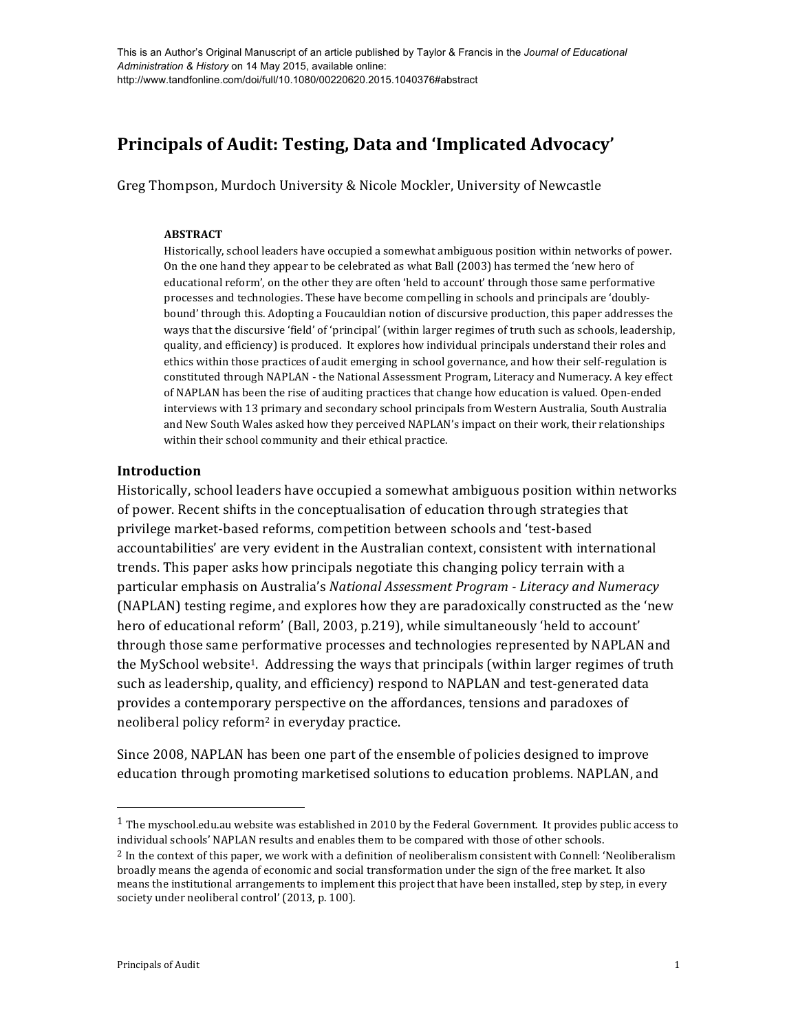This is an Author's Original Manuscript of an article published by Taylor & Francis in the *Journal of Educational Administration & History* on 14 May 2015, available online: http://www.tandfonline.com/doi/full/10.1080/00220620.2015.1040376#abstract

# Principals of Audit: Testing, Data and 'Implicated Advocacy'

Greg Thompson, Murdoch University & Nicole Mockler, University of Newcastle

**ABSTRACT**

Historically, school leaders have occupied a somewhat ambiguous position within networks of power. On the one hand they appear to be celebrated as what Ball (2003) has termed the 'new hero of educational reform', on the other they are often 'held to account' through those same performative processes and technologies. These have become compelling in schools and principals are 'doubly-bound' through this. Adopting a Foucauldian notion of discursive production, this paper addresses the ways that the discursive 'field' of 'principal' (within larger regimes of truth such as schools, leadership, quality, and efficiency) is produced. It explores how individual principals understand their roles and ethics within those practices of audit emerging in school governance, and how their self-regulation is constituted through NAPLAN - the National Assessment Program, Literacy and Numeracy. A key effect of NAPLAN has been the rise of auditing practices that change how education is valued. Open-ended interviews with 13 primary and secondary school principals from Western Australia, South Australia and New South Wales asked how they perceived NAPLAN's impact on their work, their relationships within their school community and their ethical practice.

## Introduction

Historically, school leaders have occupied a somewhat ambiguous position within networks of power. Recent shifts in the conceptualisation of education through strategies that privilege market-based reforms, competition between schools and 'test-based accountabilities' are very evident in the Australian context, consistent with international trends. This paper asks how principals negotiate this changing policy terrain with a particular emphasis on Australia's *National Assessment Program - Literacy and Numeracy* (NAPLAN) testing regime, and explores how they are paradoxically constructed as the 'new hero of educational reform' (Ball, 2003, p.219), while simultaneously 'held to account' through those same performative processes and technologies represented by NAPLAN and the MySchool website[1]. Addressing the ways that principals (within larger regimes of truth such as leadership, quality, and efficiency) respond to NAPLAN and test-generated data provides a contemporary perspective on the affordances, tensions and paradoxes of neoliberal policy reform[2] in everyday practice.

Since 2008, NAPLAN has been one part of the ensemble of policies designed to improve education through promoting marketised solutions to education problems. NAPLAN, and

---

[1] The myschool.edu.au website was established in 2010 by the Federal Government. It provides public access to individual schools' NAPLAN results and enables them to be compared with those of other schools.

[2] In the context of this paper, we work with a definition of neoliberalism consistent with Connell: 'Neoliberalism broadly means the agenda of economic and social transformation under the sign of the free market. It also means the institutional arrangements to implement this project that have been installed, step by step, in every society under neoliberal control' (2013, p. 100).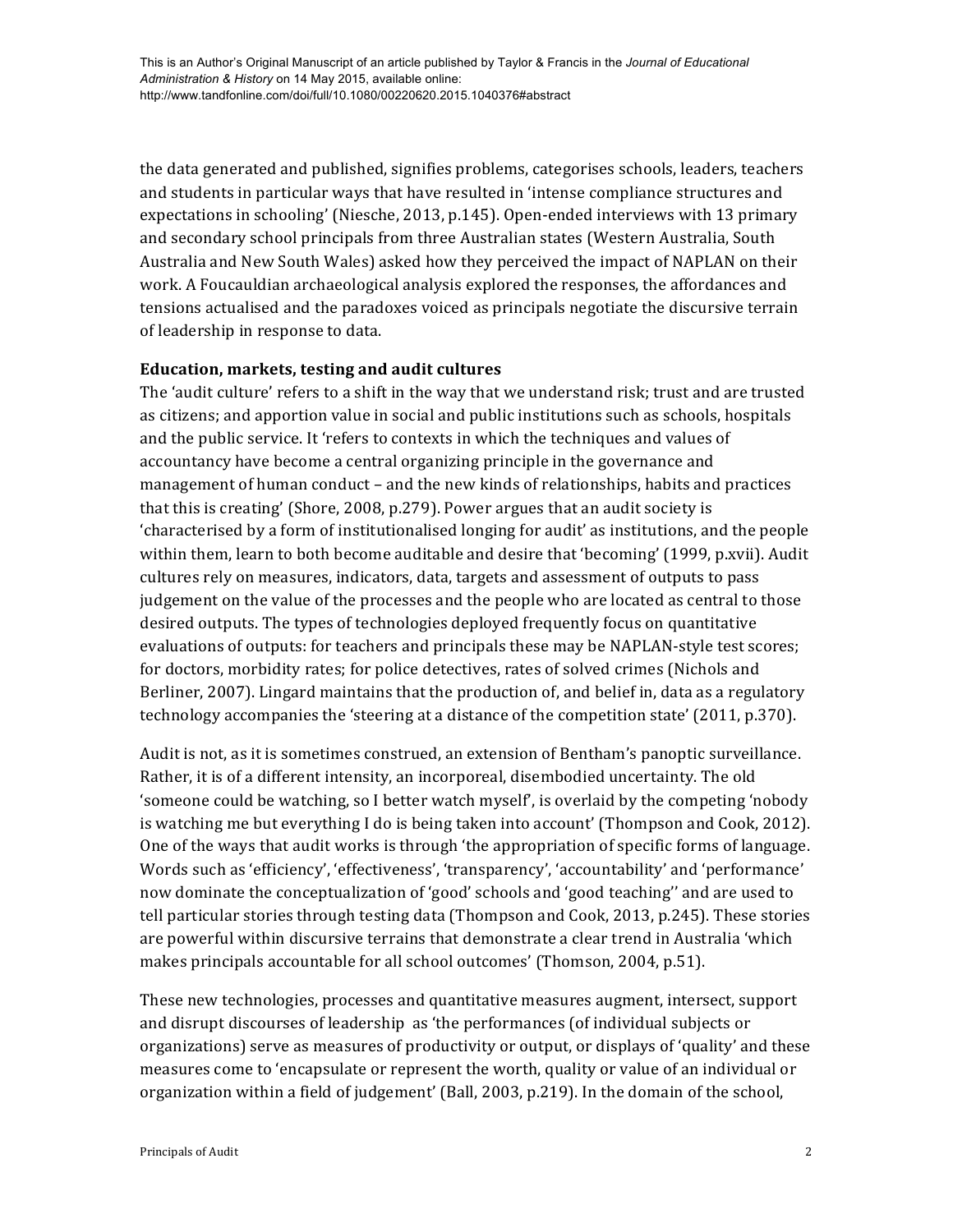the data generated and published, signifies problems, categorises schools, leaders, teachers and students in particular ways that have resulted in 'intense compliance structures and expectations in schooling' (Niesche, 2013, p.145). Open-ended interviews with 13 primary and secondary school principals from three Australian states (Western Australia, South Australia and New South Wales) asked how they perceived the impact of NAPLAN on their work. A Foucauldian archaeological analysis explored the responses, the affordances and tensions actualised and the paradoxes voiced as principals negotiate the discursive terrain of leadership in response to data.

**Education, markets, testing and audit cultures**

The 'audit culture' refers to a shift in the way that we understand risk; trust and are trusted as citizens; and apportion value in social and public institutions such as schools, hospitals and the public service. It 'refers to contexts in which the techniques and values of accountancy have become a central organizing principle in the governance and management of human conduct – and the new kinds of relationships, habits and practices that this is creating' (Shore, 2008, p.279). Power argues that an audit society is 'characterised by a form of institutionalised longing for audit' as institutions, and the people within them, learn to both become auditable and desire that 'becoming' (1999, p.xvii). Audit cultures rely on measures, indicators, data, targets and assessment of outputs to pass judgement on the value of the processes and the people who are located as central to those desired outputs. The types of technologies deployed frequently focus on quantitative evaluations of outputs: for teachers and principals these may be NAPLAN-style test scores; for doctors, morbidity rates; for police detectives, rates of solved crimes (Nichols and Berliner, 2007). Lingard maintains that the production of, and belief in, data as a regulatory technology accompanies the 'steering at a distance of the competition state' (2011, p.370).

Audit is not, as it is sometimes construed, an extension of Bentham's panoptic surveillance. Rather, it is of a different intensity, an incorporeal, disembodied uncertainty. The old 'someone could be watching, so I better watch myself', is overlaid by the competing 'nobody is watching me but everything I do is being taken into account' (Thompson and Cook, 2012). One of the ways that audit works is through 'the appropriation of specific forms of language. Words such as 'efficiency', 'effectiveness', 'transparency', 'accountability' and 'performance' now dominate the conceptualization of 'good' schools and 'good teaching'' and are used to tell particular stories through testing data (Thompson and Cook, 2013, p.245). These stories are powerful within discursive terrains that demonstrate a clear trend in Australia 'which makes principals accountable for all school outcomes' (Thomson, 2004, p.51).

These new technologies, processes and quantitative measures augment, intersect, support and disrupt discourses of leadership as 'the performances (of individual subjects or organizations) serve as measures of productivity or output, or displays of 'quality' and these measures come to 'encapsulate or represent the worth, quality or value of an individual or organization within a field of judgement' (Ball, 2003, p.219). In the domain of the school,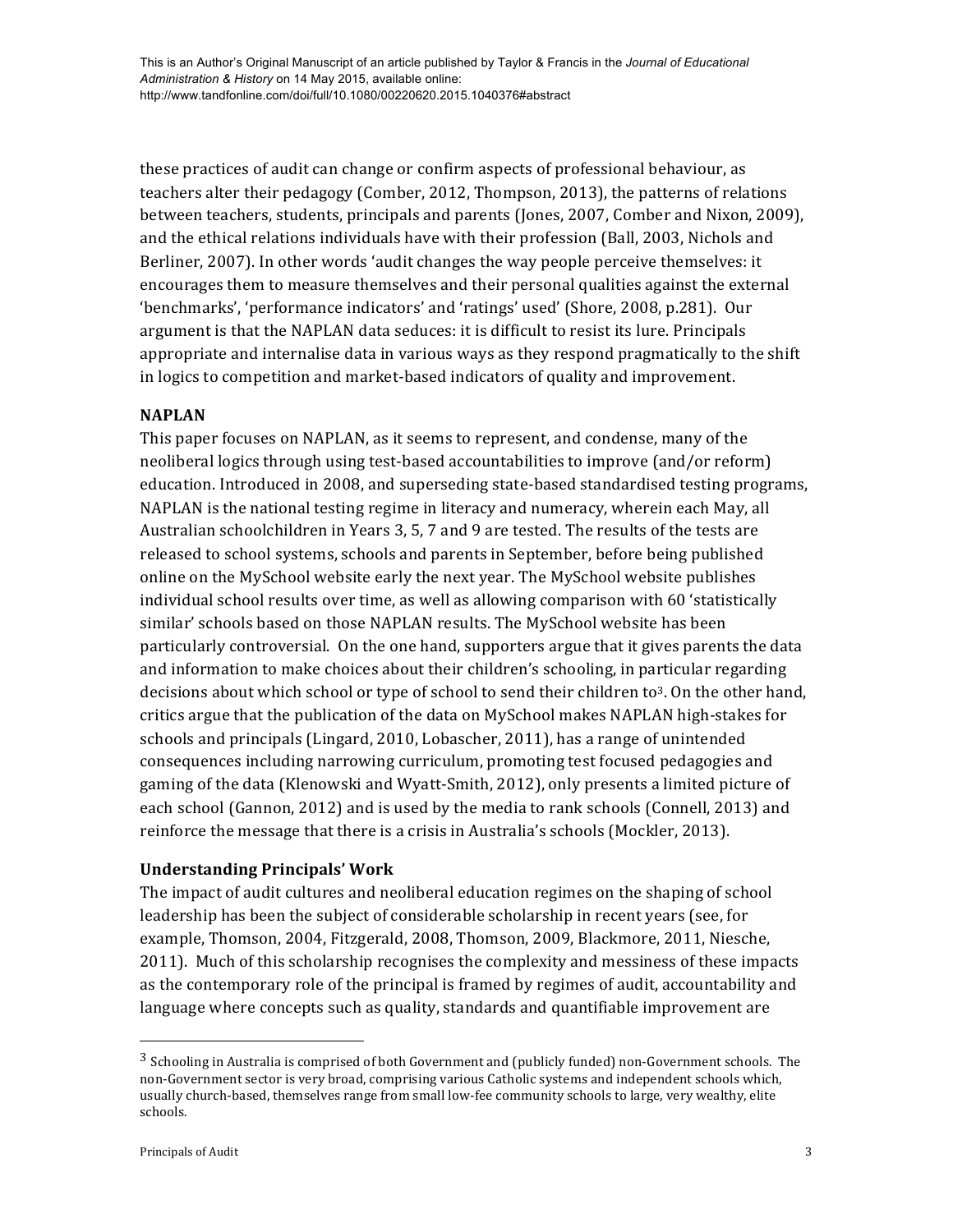these practices of audit can change or confirm aspects of professional behaviour, as teachers alter their pedagogy (Comber, 2012, Thompson, 2013), the patterns of relations between teachers, students, principals and parents (Jones, 2007, Comber and Nixon, 2009), and the ethical relations individuals have with their profession (Ball, 2003, Nichols and Berliner, 2007). In other words 'audit changes the way people perceive themselves: it encourages them to measure themselves and their personal qualities against the external 'benchmarks', 'performance indicators' and 'ratings' used' (Shore, 2008, p.281). Our argument is that the NAPLAN data seduces: it is difficult to resist its lure. Principals appropriate and internalise data in various ways as they respond pragmatically to the shift in logics to competition and market-based indicators of quality and improvement.

**NAPLAN**

This paper focuses on NAPLAN, as it seems to represent, and condense, many of the neoliberal logics through using test-based accountabilities to improve (and/or reform) education. Introduced in 2008, and superseding state-based standardised testing programs, NAPLAN is the national testing regime in literacy and numeracy, wherein each May, all Australian schoolchildren in Years 3, 5, 7 and 9 are tested. The results of the tests are released to school systems, schools and parents in September, before being published online on the MySchool website early the next year. The MySchool website publishes individual school results over time, as well as allowing comparison with 60 'statistically similar' schools based on those NAPLAN results. The MySchool website has been particularly controversial. On the one hand, supporters argue that it gives parents the data and information to make choices about their children's schooling, in particular regarding decisions about which school or type of school to send their children to[3]. On the other hand, critics argue that the publication of the data on MySchool makes NAPLAN high-stakes for schools and principals (Lingard, 2010, Lobascher, 2011), has a range of unintended consequences including narrowing curriculum, promoting test focused pedagogies and gaming of the data (Klenowski and Wyatt-Smith, 2012), only presents a limited picture of each school (Gannon, 2012) and is used by the media to rank schools (Connell, 2013) and reinforce the message that there is a crisis in Australia's schools (Mockler, 2013).

**Understanding Principals' Work**

The impact of audit cultures and neoliberal education regimes on the shaping of school leadership has been the subject of considerable scholarship in recent years (see, for example, Thomson, 2004, Fitzgerald, 2008, Thomson, 2009, Blackmore, 2011, Niesche, 2011). Much of this scholarship recognises the complexity and messiness of these impacts as the contemporary role of the principal is framed by regimes of audit, accountability and language where concepts such as quality, standards and quantifiable improvement are

[3] Schooling in Australia is comprised of both Government and (publicly funded) non-Government schools. The non-Government sector is very broad, comprising various Catholic systems and independent schools which, usually church-based, themselves range from small low-fee community schools to large, very wealthy, elite schools.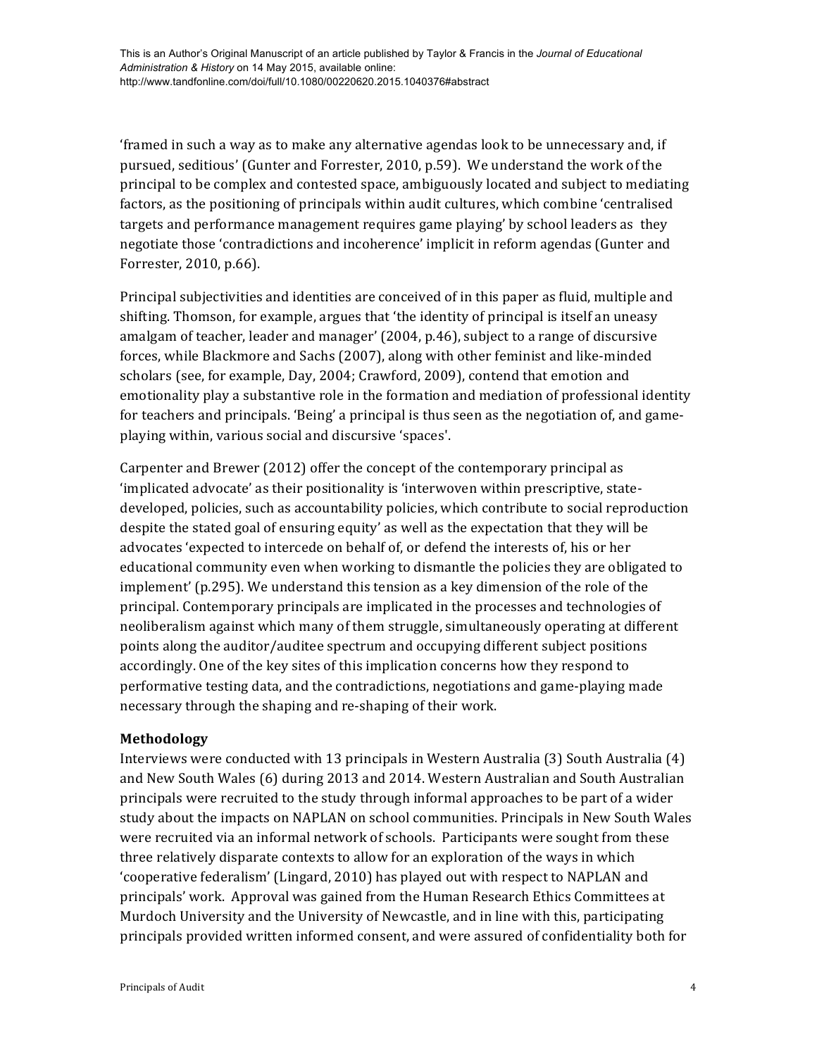'framed in such a way as to make any alternative agendas look to be unnecessary and, if pursued, seditious' (Gunter and Forrester, 2010, p.59). We understand the work of the principal to be complex and contested space, ambiguously located and subject to mediating factors, as the positioning of principals within audit cultures, which combine 'centralised targets and performance management requires game playing' by school leaders as they negotiate those 'contradictions and incoherence' implicit in reform agendas (Gunter and Forrester, 2010, p.66).

Principal subjectivities and identities are conceived of in this paper as fluid, multiple and shifting. Thomson, for example, argues that 'the identity of principal is itself an uneasy amalgam of teacher, leader and manager' (2004, p.46), subject to a range of discursive forces, while Blackmore and Sachs (2007), along with other feminist and like-minded scholars (see, for example, Day, 2004; Crawford, 2009), contend that emotion and emotionality play a substantive role in the formation and mediation of professional identity for teachers and principals. 'Being' a principal is thus seen as the negotiation of, and game-playing within, various social and discursive 'spaces'.

Carpenter and Brewer (2012) offer the concept of the contemporary principal as 'implicated advocate' as their positionality is 'interwoven within prescriptive, state-developed, policies, such as accountability policies, which contribute to social reproduction despite the stated goal of ensuring equity' as well as the expectation that they will be advocates 'expected to intercede on behalf of, or defend the interests of, his or her educational community even when working to dismantle the policies they are obligated to implement' (p.295). We understand this tension as a key dimension of the role of the principal. Contemporary principals are implicated in the processes and technologies of neoliberalism against which many of them struggle, simultaneously operating at different points along the auditor/auditee spectrum and occupying different subject positions accordingly. One of the key sites of this implication concerns how they respond to performative testing data, and the contradictions, negotiations and game-playing made necessary through the shaping and re-shaping of their work.

## Methodology

Interviews were conducted with 13 principals in Western Australia (3) South Australia (4) and New South Wales (6) during 2013 and 2014. Western Australian and South Australian principals were recruited to the study through informal approaches to be part of a wider study about the impacts on NAPLAN on school communities. Principals in New South Wales were recruited via an informal network of schools. Participants were sought from these three relatively disparate contexts to allow for an exploration of the ways in which 'cooperative federalism' (Lingard, 2010) has played out with respect to NAPLAN and principals' work. Approval was gained from the Human Research Ethics Committees at Murdoch University and the University of Newcastle, and in line with this, participating principals provided written informed consent, and were assured of confidentiality both for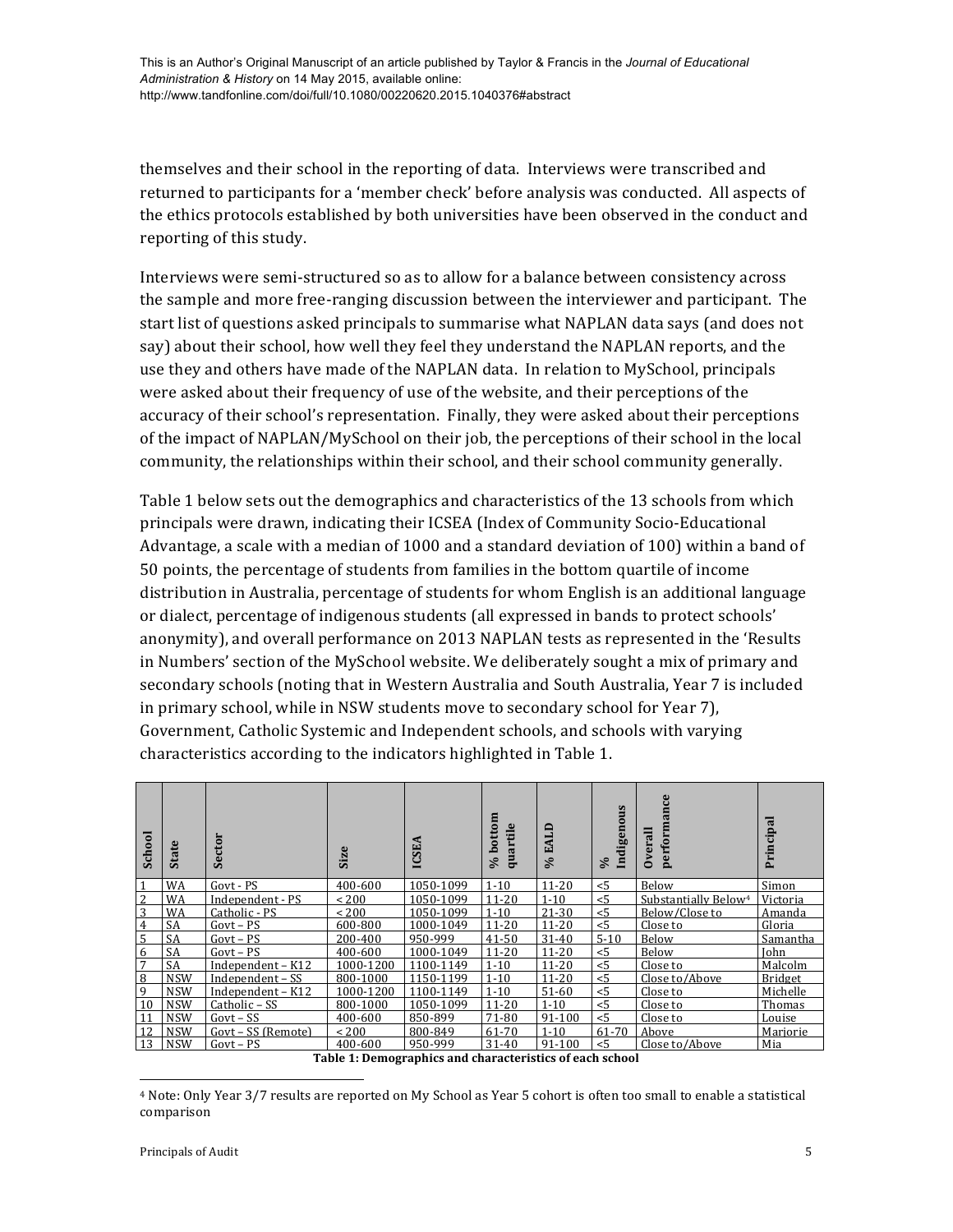themselves and their school in the reporting of data. Interviews were transcribed and returned to participants for a 'member check' before analysis was conducted. All aspects of the ethics protocols established by both universities have been observed in the conduct and reporting of this study.

Interviews were semi-structured so as to allow for a balance between consistency across the sample and more free-ranging discussion between the interviewer and participant. The start list of questions asked principals to summarise what NAPLAN data says (and does not say) about their school, how well they feel they understand the NAPLAN reports, and the use they and others have made of the NAPLAN data. In relation to MySchool, principals were asked about their frequency of use of the website, and their perceptions of the accuracy of their school's representation. Finally, they were asked about their perceptions of the impact of NAPLAN/MySchool on their job, the perceptions of their school in the local community, the relationships within their school, and their school community generally.

Table 1 below sets out the demographics and characteristics of the 13 schools from which principals were drawn, indicating their ICSEA (Index of Community Socio-Educational Advantage, a scale with a median of 1000 and a standard deviation of 100) within a band of 50 points, the percentage of students from families in the bottom quartile of income distribution in Australia, percentage of students for whom English is an additional language or dialect, percentage of indigenous students (all expressed in bands to protect schools' anonymity), and overall performance on 2013 NAPLAN tests as represented in the 'Results in Numbers' section of the MySchool website. We deliberately sought a mix of primary and secondary schools (noting that in Western Australia and South Australia, Year 7 is included in primary school, while in NSW students move to secondary school for Year 7), Government, Catholic Systemic and Independent schools, and schools with varying characteristics according to the indicators highlighted in Table 1.

| School | State | Sector | Size | ICSEA | % bottom quartile | % EALD | % Indigenous | Overall performance | Principal |
|---|---|---|---|---|---|---|---|---|---|
| 1 | WA | Govt - PS | 400-600 | 1050-1099 | 1-10 | 11-20 | <5 | Below | Simon |
| 2 | WA | Independent - PS | < 200 | 1050-1099 | 11-20 | 1-10 | <5 | Substantially Below[4] | Victoria |
| 3 | WA | Catholic - PS | < 200 | 1050-1099 | 1-10 | 21-30 | <5 | Below/Close to | Amanda |
| 4 | SA | Govt – PS | 600-800 | 1000-1049 | 11-20 | 11-20 | <5 | Close to | Gloria |
| 5 | SA | Govt – PS | 200-400 | 950-999 | 41-50 | 31-40 | 5-10 | Below | Samantha |
| 6 | SA | Govt – PS | 400-600 | 1000-1049 | 11-20 | 11-20 | <5 | Below | John |
| 7 | SA | Independent – K12 | 1000-1200 | 1100-1149 | 1-10 | 11-20 | <5 | Close to | Malcolm |
| 8 | NSW | Independent – SS | 800-1000 | 1150-1199 | 1-10 | 11-20 | <5 | Close to/Above | Bridget |
| 9 | NSW | Independent – K12 | 1000-1200 | 1100-1149 | 1-10 | 51-60 | <5 | Close to | Michelle |
| 10 | NSW | Catholic – SS | 800-1000 | 1050-1099 | 11-20 | 1-10 | <5 | Close to | Thomas |
| 11 | NSW | Govt – SS | 400-600 | 850-899 | 71-80 | 91-100 | <5 | Close to | Louise |
| 12 | NSW | Govt – SS (Remote) | < 200 | 800-849 | 61-70 | 1-10 | 61-70 | Above | Marjorie |
| 13 | NSW | Govt – PS | 400-600 | 950-999 | 31-40 | 91-100 | <5 | Close to/Above | Mia |

**Table 1: Demographics and characteristics of each school**

[4] Note: Only Year 3/7 results are reported on My School as Year 5 cohort is often too small to enable a statistical comparison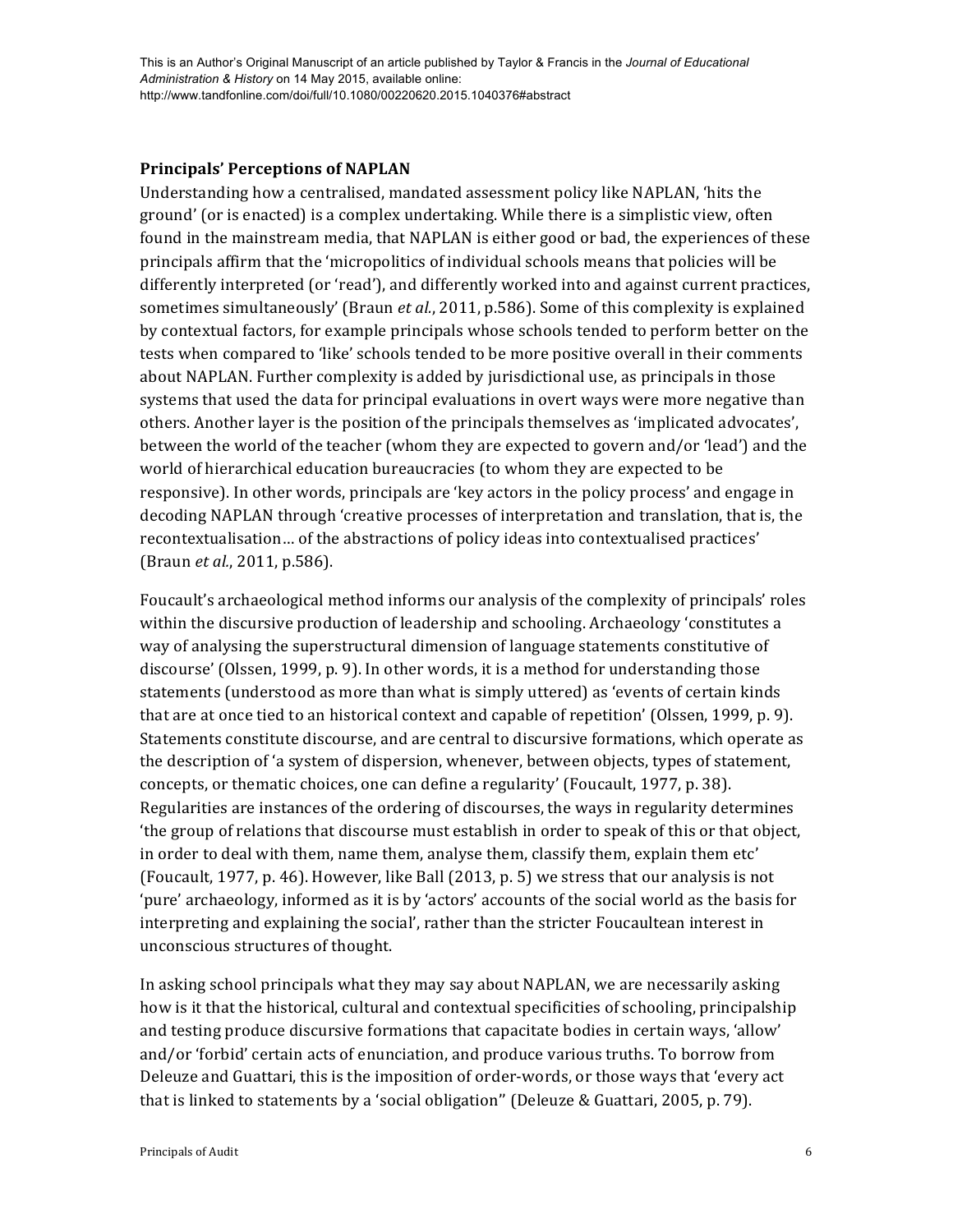## Principals' Perceptions of NAPLAN

Understanding how a centralised, mandated assessment policy like NAPLAN, 'hits the ground' (or is enacted) is a complex undertaking. While there is a simplistic view, often found in the mainstream media, that NAPLAN is either good or bad, the experiences of these principals affirm that the 'micropolitics of individual schools means that policies will be differently interpreted (or 'read'), and differently worked into and against current practices, sometimes simultaneously' (Braun *et al.*, 2011, p.586). Some of this complexity is explained by contextual factors, for example principals whose schools tended to perform better on the tests when compared to 'like' schools tended to be more positive overall in their comments about NAPLAN. Further complexity is added by jurisdictional use, as principals in those systems that used the data for principal evaluations in overt ways were more negative than others. Another layer is the position of the principals themselves as 'implicated advocates', between the world of the teacher (whom they are expected to govern and/or 'lead') and the world of hierarchical education bureaucracies (to whom they are expected to be responsive). In other words, principals are 'key actors in the policy process' and engage in decoding NAPLAN through 'creative processes of interpretation and translation, that is, the recontextualisation… of the abstractions of policy ideas into contextualised practices' (Braun *et al.*, 2011, p.586).

Foucault's archaeological method informs our analysis of the complexity of principals' roles within the discursive production of leadership and schooling. Archaeology 'constitutes a way of analysing the superstructural dimension of language statements constitutive of discourse' (Olssen, 1999, p. 9). In other words, it is a method for understanding those statements (understood as more than what is simply uttered) as 'events of certain kinds that are at once tied to an historical context and capable of repetition' (Olssen, 1999, p. 9). Statements constitute discourse, and are central to discursive formations, which operate as the description of 'a system of dispersion, whenever, between objects, types of statement, concepts, or thematic choices, one can define a regularity' (Foucault, 1977, p. 38). Regularities are instances of the ordering of discourses, the ways in regularity determines 'the group of relations that discourse must establish in order to speak of this or that object, in order to deal with them, name them, analyse them, classify them, explain them etc' (Foucault, 1977, p. 46). However, like Ball (2013, p. 5) we stress that our analysis is not 'pure' archaeology, informed as it is by 'actors' accounts of the social world as the basis for interpreting and explaining the social', rather than the stricter Foucaultean interest in unconscious structures of thought.

In asking school principals what they may say about NAPLAN, we are necessarily asking how is it that the historical, cultural and contextual specificities of schooling, principalship and testing produce discursive formations that capacitate bodies in certain ways, 'allow' and/or 'forbid' certain acts of enunciation, and produce various truths. To borrow from Deleuze and Guattari, this is the imposition of order-words, or those ways that 'every act that is linked to statements by a 'social obligation'' (Deleuze & Guattari, 2005, p. 79).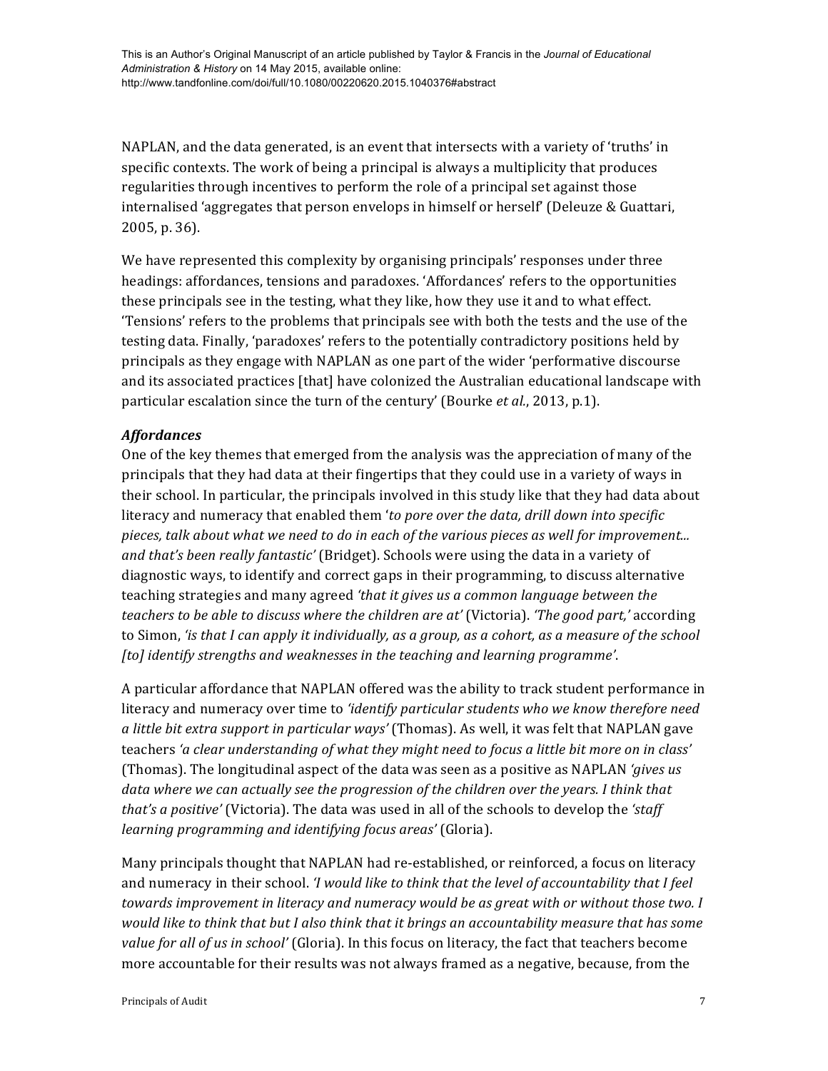NAPLAN, and the data generated, is an event that intersects with a variety of 'truths' in specific contexts. The work of being a principal is always a multiplicity that produces regularities through incentives to perform the role of a principal set against those internalised 'aggregates that person envelops in himself or herself' (Deleuze & Guattari, 2005, p. 36).

We have represented this complexity by organising principals' responses under three headings: affordances, tensions and paradoxes. 'Affordances' refers to the opportunities these principals see in the testing, what they like, how they use it and to what effect. 'Tensions' refers to the problems that principals see with both the tests and the use of the testing data. Finally, 'paradoxes' refers to the potentially contradictory positions held by principals as they engage with NAPLAN as one part of the wider 'performative discourse and its associated practices [that] have colonized the Australian educational landscape with particular escalation since the turn of the century' (Bourke *et al.*, 2013, p.1).

### *Affordances*

One of the key themes that emerged from the analysis was the appreciation of many of the principals that they had data at their fingertips that they could use in a variety of ways in their school. In particular, the principals involved in this study like that they had data about literacy and numeracy that enabled them '*to pore over the data, drill down into specific pieces, talk about what we need to do in each of the various pieces as well for improvement... and that's been really fantastic*' (Bridget). Schools were using the data in a variety of diagnostic ways, to identify and correct gaps in their programming, to discuss alternative teaching strategies and many agreed *'that it gives us a common language between the teachers to be able to discuss where the children are at'* (Victoria). *'The good part,'* according to Simon, *'is that I can apply it individually, as a group, as a cohort, as a measure of the school [to] identify strengths and weaknesses in the teaching and learning programme'*.

A particular affordance that NAPLAN offered was the ability to track student performance in literacy and numeracy over time to *'identify particular students who we know therefore need a little bit extra support in particular ways'* (Thomas). As well, it was felt that NAPLAN gave teachers *'a clear understanding of what they might need to focus a little bit more on in class'* (Thomas). The longitudinal aspect of the data was seen as a positive as NAPLAN *'gives us data where we can actually see the progression of the children over the years. I think that that's a positive'* (Victoria). The data was used in all of the schools to develop the *'staff learning programming and identifying focus areas'* (Gloria).

Many principals thought that NAPLAN had re-established, or reinforced, a focus on literacy and numeracy in their school. *'I would like to think that the level of accountability that I feel towards improvement in literacy and numeracy would be as great with or without those two. I would like to think that but I also think that it brings an accountability measure that has some value for all of us in school'* (Gloria). In this focus on literacy, the fact that teachers become more accountable for their results was not always framed as a negative, because, from the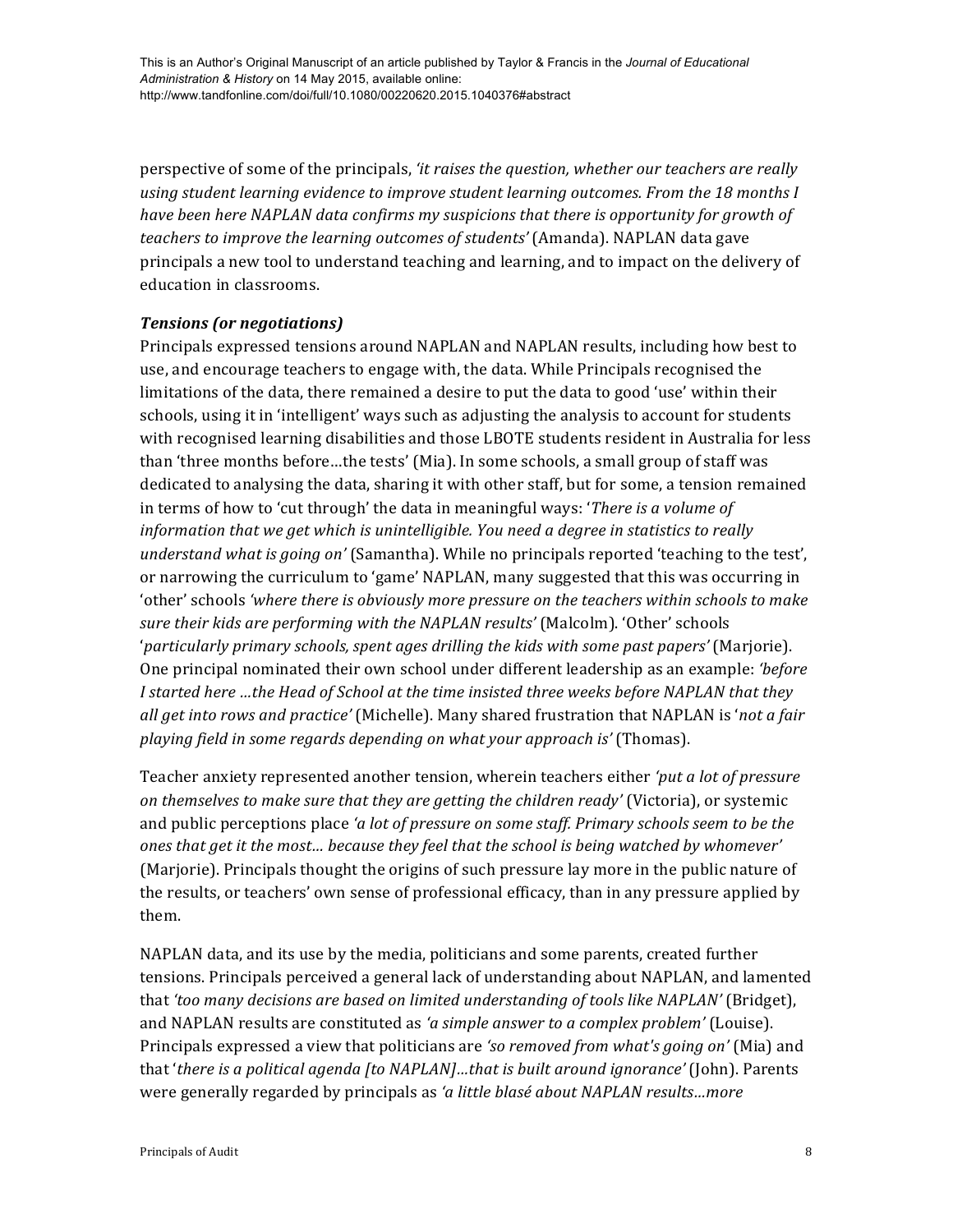perspective of some of the principals, *'it raises the question, whether our teachers are really using student learning evidence to improve student learning outcomes. From the 18 months I have been here NAPLAN data confirms my suspicions that there is opportunity for growth of teachers to improve the learning outcomes of students'* (Amanda). NAPLAN data gave principals a new tool to understand teaching and learning, and to impact on the delivery of education in classrooms.

### *Tensions (or negotiations)*

Principals expressed tensions around NAPLAN and NAPLAN results, including how best to use, and encourage teachers to engage with, the data. While Principals recognised the limitations of the data, there remained a desire to put the data to good 'use' within their schools, using it in 'intelligent' ways such as adjusting the analysis to account for students with recognised learning disabilities and those LBOTE students resident in Australia for less than 'three months before…the tests' (Mia). In some schools, a small group of staff was dedicated to analysing the data, sharing it with other staff, but for some, a tension remained in terms of how to 'cut through' the data in meaningful ways: '*There is a volume of information that we get which is unintelligible. You need a degree in statistics to really understand what is going on'* (Samantha). While no principals reported 'teaching to the test', or narrowing the curriculum to 'game' NAPLAN, many suggested that this was occurring in 'other' schools *'where there is obviously more pressure on the teachers within schools to make sure their kids are performing with the NAPLAN results'* (Malcolm). 'Other' schools '*particularly primary schools, spent ages drilling the kids with some past papers'* (Marjorie). One principal nominated their own school under different leadership as an example: *'before I started here …the Head of School at the time insisted three weeks before NAPLAN that they all get into rows and practice'* (Michelle). Many shared frustration that NAPLAN is '*not a fair playing field in some regards depending on what your approach is'* (Thomas).

Teacher anxiety represented another tension, wherein teachers either *'put a lot of pressure on themselves to make sure that they are getting the children ready'* (Victoria), or systemic and public perceptions place *'a lot of pressure on some staff. Primary schools seem to be the ones that get it the most… because they feel that the school is being watched by whomever'* (Marjorie). Principals thought the origins of such pressure lay more in the public nature of the results, or teachers' own sense of professional efficacy, than in any pressure applied by them.

NAPLAN data, and its use by the media, politicians and some parents, created further tensions. Principals perceived a general lack of understanding about NAPLAN, and lamented that *'too many decisions are based on limited understanding of tools like NAPLAN'* (Bridget), and NAPLAN results are constituted as *'a simple answer to a complex problem'* (Louise). Principals expressed a view that politicians are *'so removed from what's going on'* (Mia) and that '*there is a political agenda [to NAPLAN]…that is built around ignorance'* (John). Parents were generally regarded by principals as *'a little blasé about NAPLAN results…more*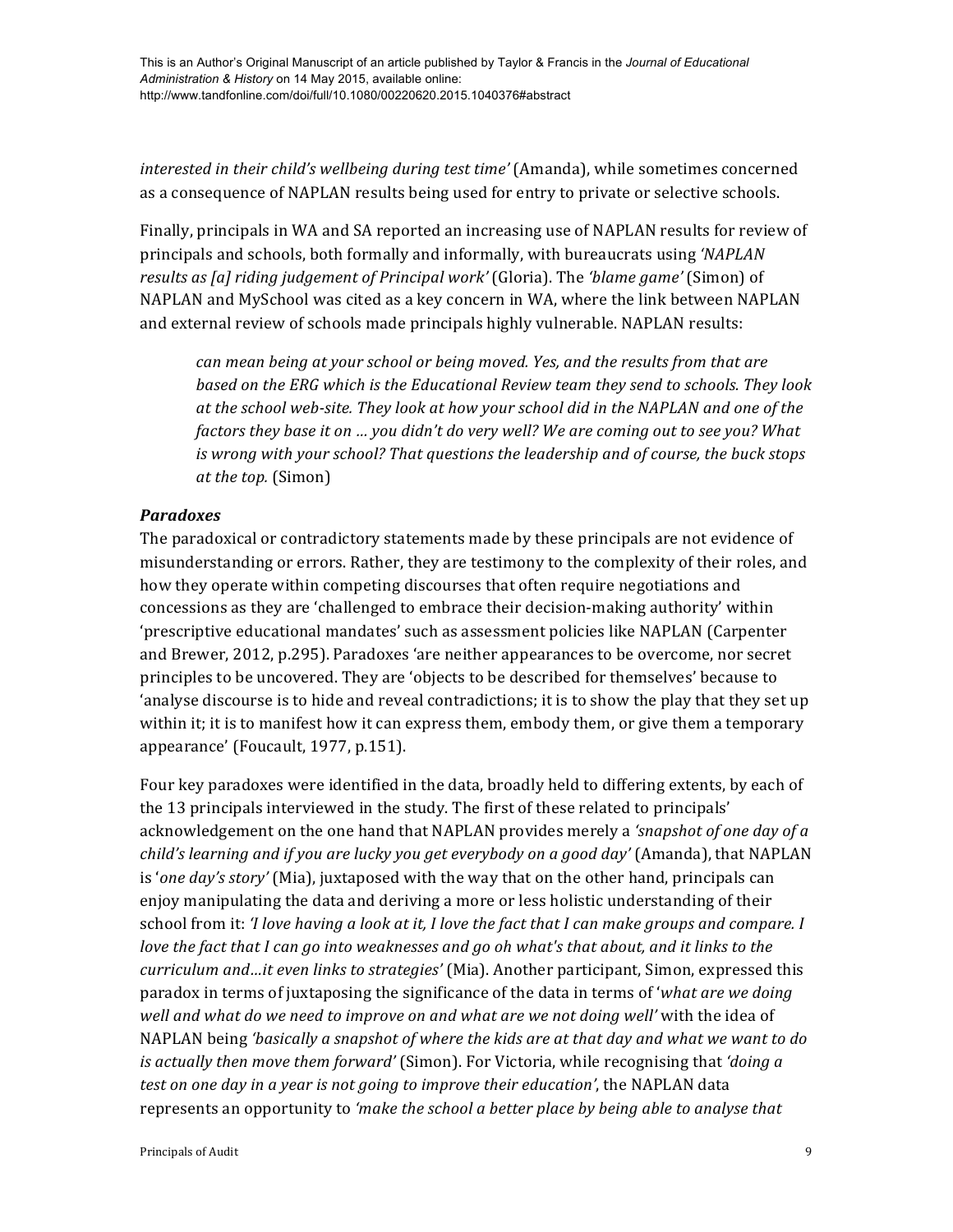*interested in their child's wellbeing during test time'* (Amanda), while sometimes concerned as a consequence of NAPLAN results being used for entry to private or selective schools.

Finally, principals in WA and SA reported an increasing use of NAPLAN results for review of principals and schools, both formally and informally, with bureaucrats using *'NAPLAN results as [a] riding judgement of Principal work'* (Gloria). The *'blame game'* (Simon) of NAPLAN and MySchool was cited as a key concern in WA, where the link between NAPLAN and external review of schools made principals highly vulnerable. NAPLAN results:

> *can mean being at your school or being moved. Yes, and the results from that are based on the ERG which is the Educational Review team they send to schools. They look at the school web-site. They look at how your school did in the NAPLAN and one of the factors they base it on … you didn't do very well? We are coming out to see you? What is wrong with your school? That questions the leadership and of course, the buck stops at the top.* (Simon)

### *Paradoxes*

The paradoxical or contradictory statements made by these principals are not evidence of misunderstanding or errors. Rather, they are testimony to the complexity of their roles, and how they operate within competing discourses that often require negotiations and concessions as they are 'challenged to embrace their decision-making authority' within 'prescriptive educational mandates' such as assessment policies like NAPLAN (Carpenter and Brewer, 2012, p.295). Paradoxes 'are neither appearances to be overcome, nor secret principles to be uncovered. They are 'objects to be described for themselves' because to 'analyse discourse is to hide and reveal contradictions; it is to show the play that they set up within it; it is to manifest how it can express them, embody them, or give them a temporary appearance' (Foucault, 1977, p.151).

Four key paradoxes were identified in the data, broadly held to differing extents, by each of the 13 principals interviewed in the study. The first of these related to principals' acknowledgement on the one hand that NAPLAN provides merely a *'snapshot of one day of a child's learning and if you are lucky you get everybody on a good day'* (Amanda), that NAPLAN is '*one day's story'* (Mia), juxtaposed with the way that on the other hand, principals can enjoy manipulating the data and deriving a more or less holistic understanding of their school from it: *'I love having a look at it, I love the fact that I can make groups and compare. I love the fact that I can go into weaknesses and go oh what's that about, and it links to the curriculum and…it even links to strategies'* (Mia). Another participant, Simon, expressed this paradox in terms of juxtaposing the significance of the data in terms of '*what are we doing well and what do we need to improve on and what are we not doing well'* with the idea of NAPLAN being *'basically a snapshot of where the kids are at that day and what we want to do is actually then move them forward'* (Simon). For Victoria, while recognising that *'doing a test on one day in a year is not going to improve their education'*, the NAPLAN data represents an opportunity to *'make the school a better place by being able to analyse that*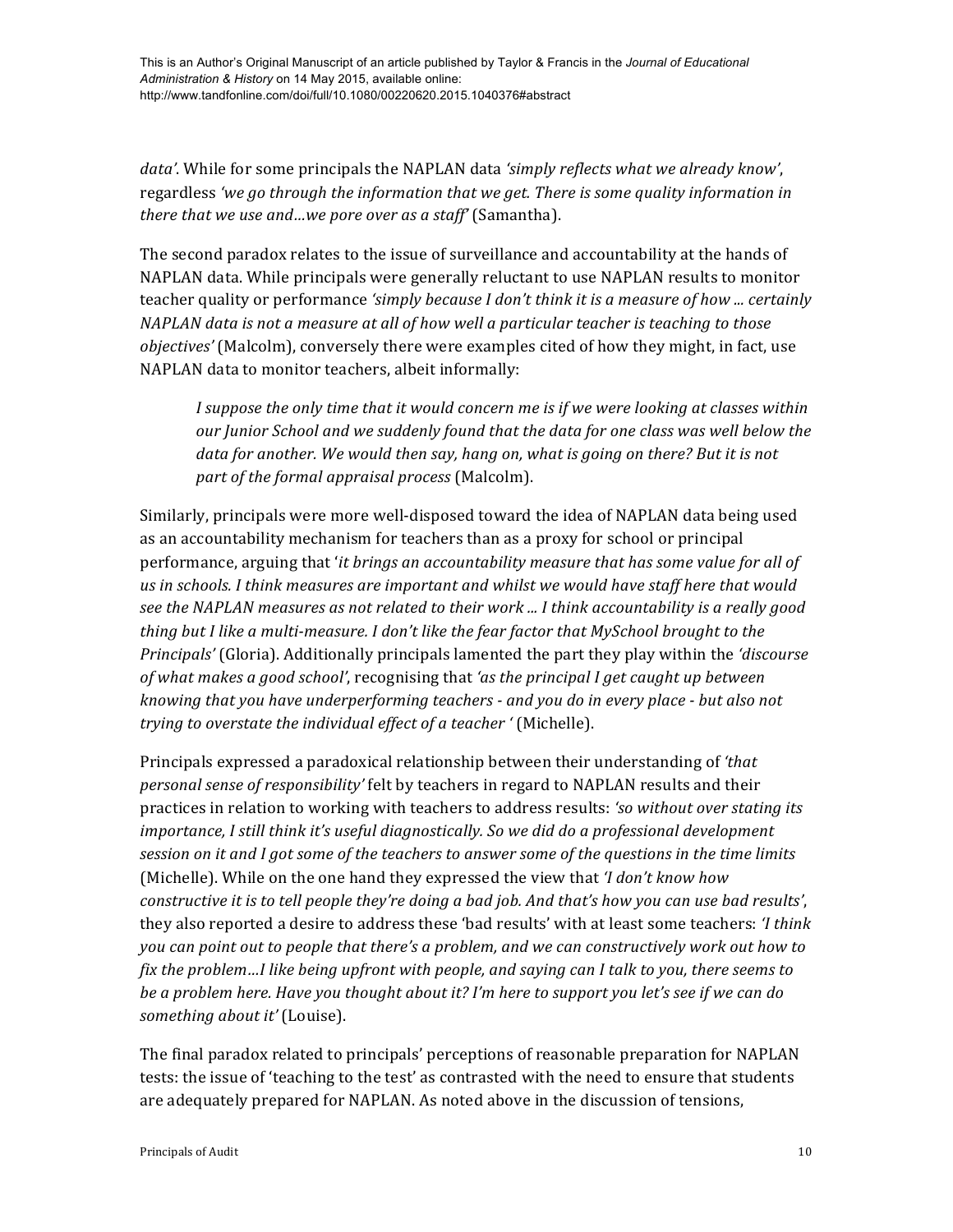*data'*. While for some principals the NAPLAN data *'simply reflects what we already know'*, regardless *'we go through the information that we get. There is some quality information in there that we use and…we pore over as a staff'* (Samantha).

The second paradox relates to the issue of surveillance and accountability at the hands of NAPLAN data. While principals were generally reluctant to use NAPLAN results to monitor teacher quality or performance *'simply because I don't think it is a measure of how ... certainly NAPLAN data is not a measure at all of how well a particular teacher is teaching to those objectives'* (Malcolm), conversely there were examples cited of how they might, in fact, use NAPLAN data to monitor teachers, albeit informally:

> *I suppose the only time that it would concern me is if we were looking at classes within our Junior School and we suddenly found that the data for one class was well below the data for another. We would then say, hang on, what is going on there? But it is not part of the formal appraisal process* (Malcolm).

Similarly, principals were more well-disposed toward the idea of NAPLAN data being used as an accountability mechanism for teachers than as a proxy for school or principal performance, arguing that '*it brings an accountability measure that has some value for all of us in schools. I think measures are important and whilst we would have staff here that would see the NAPLAN measures as not related to their work ... I think accountability is a really good thing but I like a multi-measure. I don't like the fear factor that MySchool brought to the Principals'* (Gloria). Additionally principals lamented the part they play within the *'discourse of what makes a good school'*, recognising that *'as the principal I get caught up between knowing that you have underperforming teachers - and you do in every place - but also not trying to overstate the individual effect of a teacher '* (Michelle).

Principals expressed a paradoxical relationship between their understanding of *'that personal sense of responsibility'* felt by teachers in regard to NAPLAN results and their practices in relation to working with teachers to address results: *'so without over stating its importance, I still think it's useful diagnostically. So we did do a professional development session on it and I got some of the teachers to answer some of the questions in the time limits* (Michelle). While on the one hand they expressed the view that *'I don't know how constructive it is to tell people they're doing a bad job. And that's how you can use bad results'*, they also reported a desire to address these 'bad results' with at least some teachers: *'I think you can point out to people that there's a problem, and we can constructively work out how to fix the problem…I like being upfront with people, and saying can I talk to you, there seems to be a problem here. Have you thought about it? I'm here to support you let's see if we can do something about it'* (Louise).

The final paradox related to principals' perceptions of reasonable preparation for NAPLAN tests: the issue of 'teaching to the test' as contrasted with the need to ensure that students are adequately prepared for NAPLAN. As noted above in the discussion of tensions,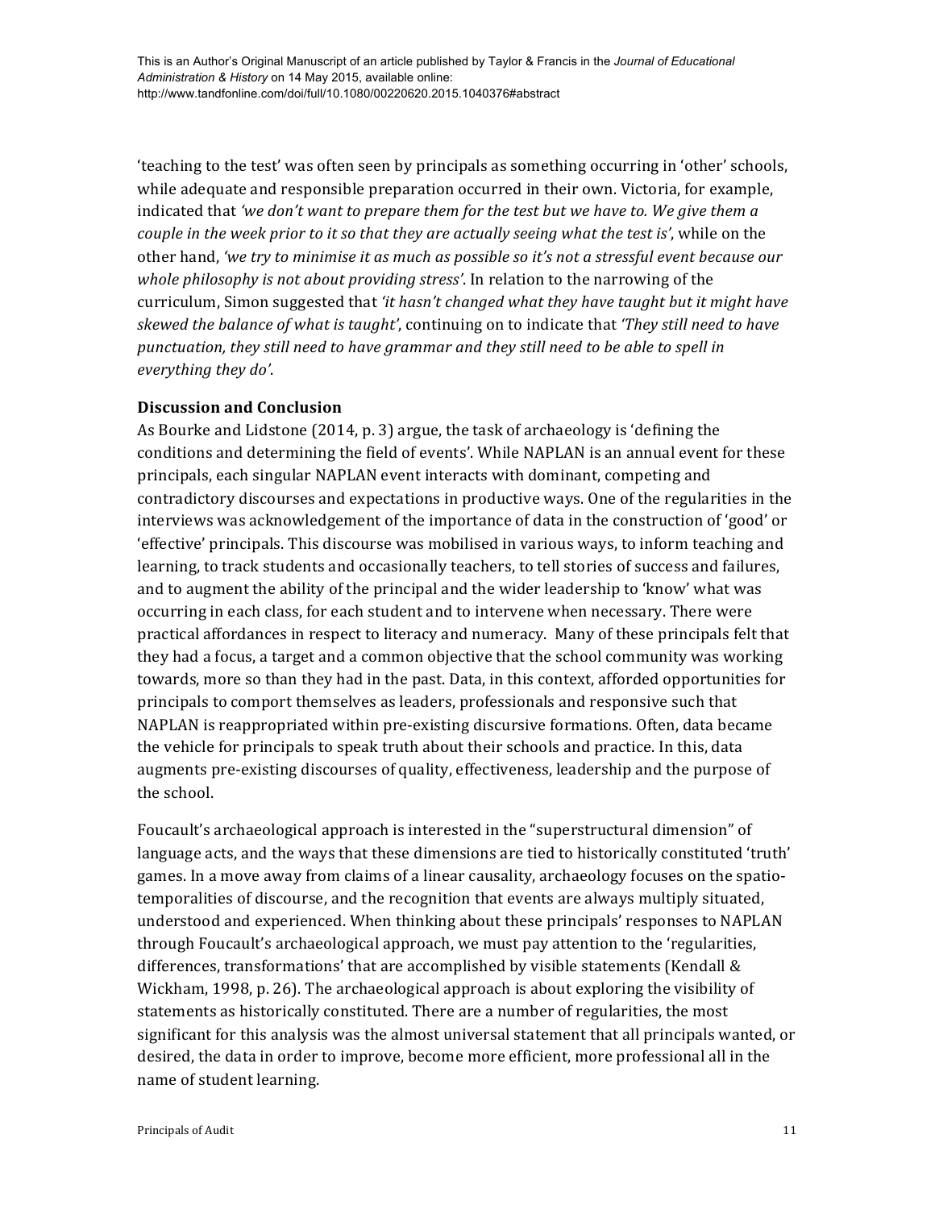'teaching to the test' was often seen by principals as something occurring in 'other' schools, while adequate and responsible preparation occurred in their own. Victoria, for example, indicated that *'we don't want to prepare them for the test but we have to. We give them a couple in the week prior to it so that they are actually seeing what the test is'*, while on the other hand, *'we try to minimise it as much as possible so it's not a stressful event because our whole philosophy is not about providing stress'*. In relation to the narrowing of the curriculum, Simon suggested that *'it hasn't changed what they have taught but it might have skewed the balance of what is taught'*, continuing on to indicate that *'They still need to have punctuation, they still need to have grammar and they still need to be able to spell in everything they do'*.

## Discussion and Conclusion

As Bourke and Lidstone (2014, p. 3) argue, the task of archaeology is 'defining the conditions and determining the field of events'. While NAPLAN is an annual event for these principals, each singular NAPLAN event interacts with dominant, competing and contradictory discourses and expectations in productive ways. One of the regularities in the interviews was acknowledgement of the importance of data in the construction of 'good' or 'effective' principals. This discourse was mobilised in various ways, to inform teaching and learning, to track students and occasionally teachers, to tell stories of success and failures, and to augment the ability of the principal and the wider leadership to 'know' what was occurring in each class, for each student and to intervene when necessary. There were practical affordances in respect to literacy and numeracy. Many of these principals felt that they had a focus, a target and a common objective that the school community was working towards, more so than they had in the past. Data, in this context, afforded opportunities for principals to comport themselves as leaders, professionals and responsive such that NAPLAN is reappropriated within pre-existing discursive formations. Often, data became the vehicle for principals to speak truth about their schools and practice. In this, data augments pre-existing discourses of quality, effectiveness, leadership and the purpose of the school.

Foucault's archaeological approach is interested in the "superstructural dimension" of language acts, and the ways that these dimensions are tied to historically constituted 'truth' games. In a move away from claims of a linear causality, archaeology focuses on the spatio-temporalities of discourse, and the recognition that events are always multiply situated, understood and experienced. When thinking about these principals' responses to NAPLAN through Foucault's archaeological approach, we must pay attention to the 'regularities, differences, transformations' that are accomplished by visible statements (Kendall & Wickham, 1998, p. 26). The archaeological approach is about exploring the visibility of statements as historically constituted. There are a number of regularities, the most significant for this analysis was the almost universal statement that all principals wanted, or desired, the data in order to improve, become more efficient, more professional all in the name of student learning.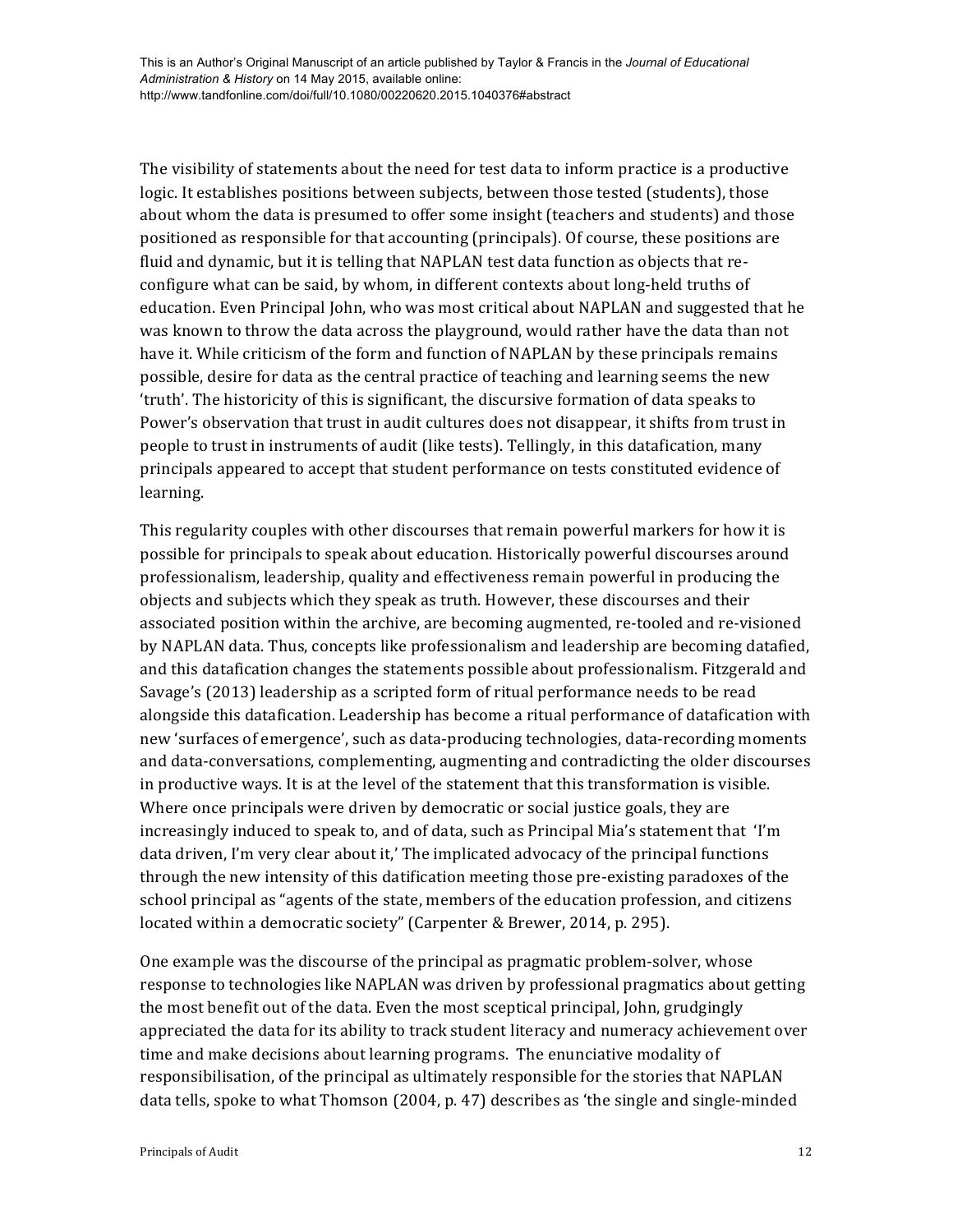The visibility of statements about the need for test data to inform practice is a productive logic. It establishes positions between subjects, between those tested (students), those about whom the data is presumed to offer some insight (teachers and students) and those positioned as responsible for that accounting (principals). Of course, these positions are fluid and dynamic, but it is telling that NAPLAN test data function as objects that re-configure what can be said, by whom, in different contexts about long-held truths of education. Even Principal John, who was most critical about NAPLAN and suggested that he was known to throw the data across the playground, would rather have the data than not have it. While criticism of the form and function of NAPLAN by these principals remains possible, desire for data as the central practice of teaching and learning seems the new 'truth'. The historicity of this is significant, the discursive formation of data speaks to Power's observation that trust in audit cultures does not disappear, it shifts from trust in people to trust in instruments of audit (like tests). Tellingly, in this datafication, many principals appeared to accept that student performance on tests constituted evidence of learning.

This regularity couples with other discourses that remain powerful markers for how it is possible for principals to speak about education. Historically powerful discourses around professionalism, leadership, quality and effectiveness remain powerful in producing the objects and subjects which they speak as truth. However, these discourses and their associated position within the archive, are becoming augmented, re-tooled and re-visioned by NAPLAN data. Thus, concepts like professionalism and leadership are becoming datafied, and this datafication changes the statements possible about professionalism. Fitzgerald and Savage's (2013) leadership as a scripted form of ritual performance needs to be read alongside this datafication. Leadership has become a ritual performance of datafication with new 'surfaces of emergence', such as data-producing technologies, data-recording moments and data-conversations, complementing, augmenting and contradicting the older discourses in productive ways. It is at the level of the statement that this transformation is visible. Where once principals were driven by democratic or social justice goals, they are increasingly induced to speak to, and of data, such as Principal Mia's statement that 'I'm data driven, I'm very clear about it,' The implicated advocacy of the principal functions through the new intensity of this datification meeting those pre-existing paradoxes of the school principal as "agents of the state, members of the education profession, and citizens located within a democratic society" (Carpenter & Brewer, 2014, p. 295).

One example was the discourse of the principal as pragmatic problem-solver, whose response to technologies like NAPLAN was driven by professional pragmatics about getting the most benefit out of the data. Even the most sceptical principal, John, grudgingly appreciated the data for its ability to track student literacy and numeracy achievement over time and make decisions about learning programs. The enunciative modality of responsibilisation, of the principal as ultimately responsible for the stories that NAPLAN data tells, spoke to what Thomson (2004, p. 47) describes as 'the single and single-minded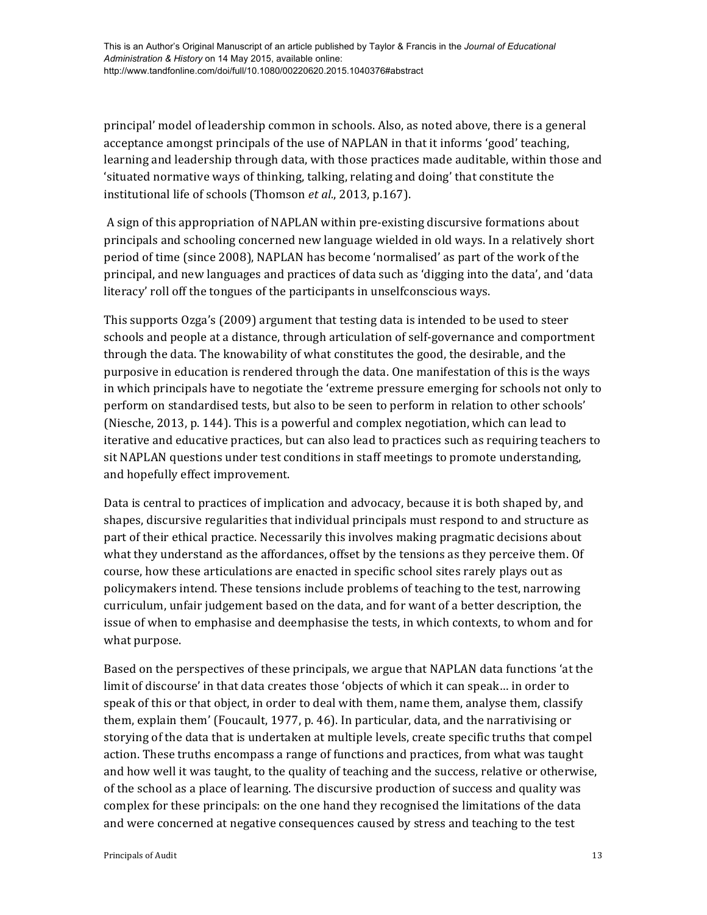principal' model of leadership common in schools. Also, as noted above, there is a general acceptance amongst principals of the use of NAPLAN in that it informs 'good' teaching, learning and leadership through data, with those practices made auditable, within those and 'situated normative ways of thinking, talking, relating and doing' that constitute the institutional life of schools (Thomson *et al*., 2013, p.167).

A sign of this appropriation of NAPLAN within pre-existing discursive formations about principals and schooling concerned new language wielded in old ways. In a relatively short period of time (since 2008), NAPLAN has become 'normalised' as part of the work of the principal, and new languages and practices of data such as 'digging into the data', and 'data literacy' roll off the tongues of the participants in unselfconscious ways.

This supports Ozga's (2009) argument that testing data is intended to be used to steer schools and people at a distance, through articulation of self-governance and comportment through the data. The knowability of what constitutes the good, the desirable, and the purposive in education is rendered through the data. One manifestation of this is the ways in which principals have to negotiate the 'extreme pressure emerging for schools not only to perform on standardised tests, but also to be seen to perform in relation to other schools' (Niesche, 2013, p. 144). This is a powerful and complex negotiation, which can lead to iterative and educative practices, but can also lead to practices such as requiring teachers to sit NAPLAN questions under test conditions in staff meetings to promote understanding, and hopefully effect improvement.

Data is central to practices of implication and advocacy, because it is both shaped by, and shapes, discursive regularities that individual principals must respond to and structure as part of their ethical practice. Necessarily this involves making pragmatic decisions about what they understand as the affordances, offset by the tensions as they perceive them. Of course, how these articulations are enacted in specific school sites rarely plays out as policymakers intend. These tensions include problems of teaching to the test, narrowing curriculum, unfair judgement based on the data, and for want of a better description, the issue of when to emphasise and deemphasise the tests, in which contexts, to whom and for what purpose.

Based on the perspectives of these principals, we argue that NAPLAN data functions 'at the limit of discourse' in that data creates those 'objects of which it can speak… in order to speak of this or that object, in order to deal with them, name them, analyse them, classify them, explain them' (Foucault, 1977, p. 46). In particular, data, and the narrativising or storying of the data that is undertaken at multiple levels, create specific truths that compel action. These truths encompass a range of functions and practices, from what was taught and how well it was taught, to the quality of teaching and the success, relative or otherwise, of the school as a place of learning. The discursive production of success and quality was complex for these principals: on the one hand they recognised the limitations of the data and were concerned at negative consequences caused by stress and teaching to the test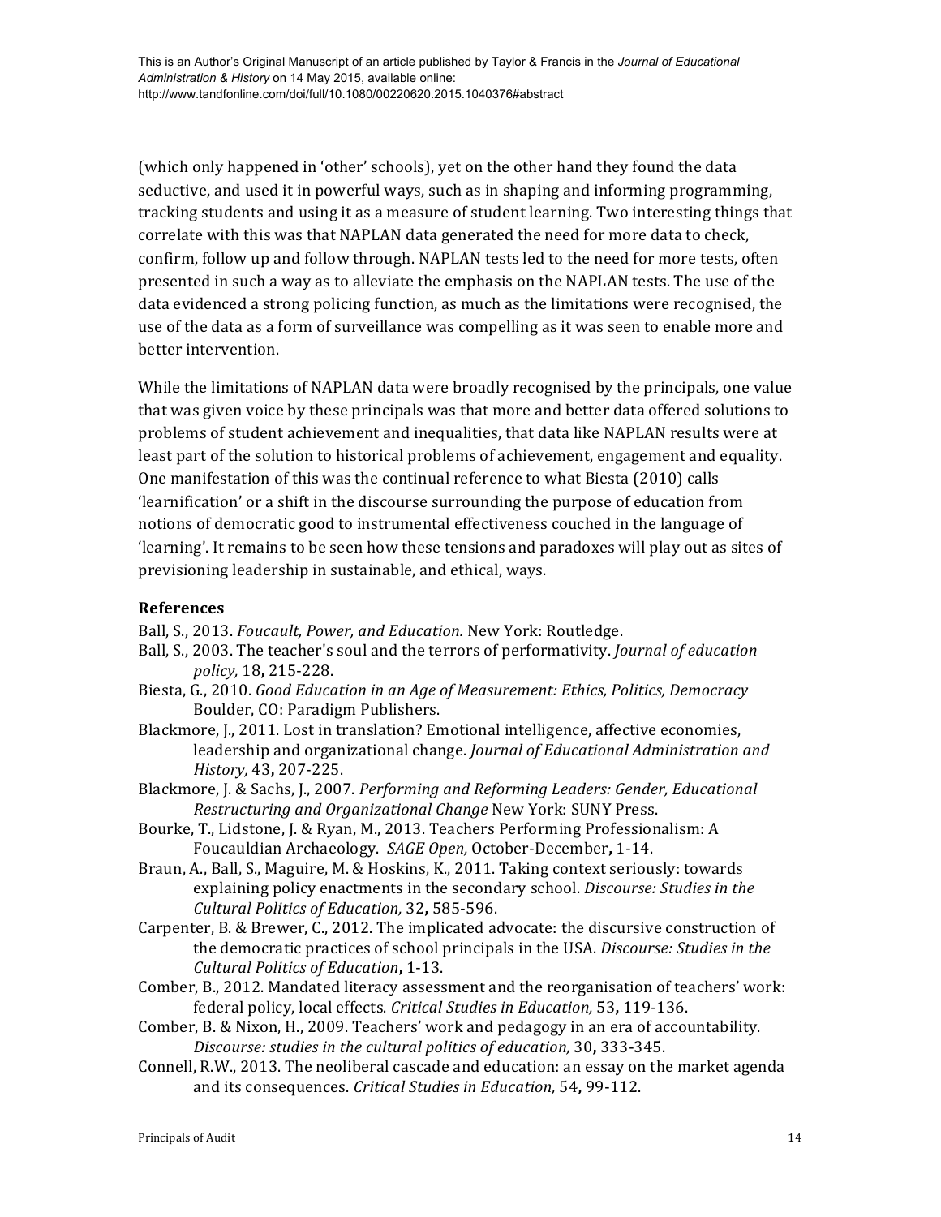(which only happened in 'other' schools), yet on the other hand they found the data seductive, and used it in powerful ways, such as in shaping and informing programming, tracking students and using it as a measure of student learning. Two interesting things that correlate with this was that NAPLAN data generated the need for more data to check, confirm, follow up and follow through. NAPLAN tests led to the need for more tests, often presented in such a way as to alleviate the emphasis on the NAPLAN tests. The use of the data evidenced a strong policing function, as much as the limitations were recognised, the use of the data as a form of surveillance was compelling as it was seen to enable more and better intervention.

While the limitations of NAPLAN data were broadly recognised by the principals, one value that was given voice by these principals was that more and better data offered solutions to problems of student achievement and inequalities, that data like NAPLAN results were at least part of the solution to historical problems of achievement, engagement and equality. One manifestation of this was the continual reference to what Biesta (2010) calls 'learnification' or a shift in the discourse surrounding the purpose of education from notions of democratic good to instrumental effectiveness couched in the language of 'learning'. It remains to be seen how these tensions and paradoxes will play out as sites of previsioning leadership in sustainable, and ethical, ways.

### References

Ball, S., 2013. *Foucault, Power, and Education.* New York: Routledge.

Ball, S., 2003. The teacher's soul and the terrors of performativity. *Journal of education policy,* 18**,** 215-228.

Biesta, G., 2010. *Good Education in an Age of Measurement: Ethics, Politics, Democracy* Boulder, CO: Paradigm Publishers.

Blackmore, J., 2011. Lost in translation? Emotional intelligence, affective economies, leadership and organizational change. *Journal of Educational Administration and History,* 43**,** 207-225.

Blackmore, J. & Sachs, J., 2007. *Performing and Reforming Leaders: Gender, Educational Restructuring and Organizational Change* New York: SUNY Press.

Bourke, T., Lidstone, J. & Ryan, M., 2013. Teachers Performing Professionalism: A Foucauldian Archaeology. *SAGE Open,* October-December**,** 1-14.

Braun, A., Ball, S., Maguire, M. & Hoskins, K., 2011. Taking context seriously: towards explaining policy enactments in the secondary school. *Discourse: Studies in the Cultural Politics of Education,* 32**,** 585-596.

Carpenter, B. & Brewer, C., 2012. The implicated advocate: the discursive construction of the democratic practices of school principals in the USA. *Discourse: Studies in the Cultural Politics of Education***,** 1-13.

Comber, B., 2012. Mandated literacy assessment and the reorganisation of teachers' work: federal policy, local effects. *Critical Studies in Education,* 53**,** 119-136.

Comber, B. & Nixon, H., 2009. Teachers' work and pedagogy in an era of accountability. *Discourse: studies in the cultural politics of education,* 30**,** 333-345.

Connell, R.W., 2013. The neoliberal cascade and education: an essay on the market agenda and its consequences. *Critical Studies in Education,* 54**,** 99-112.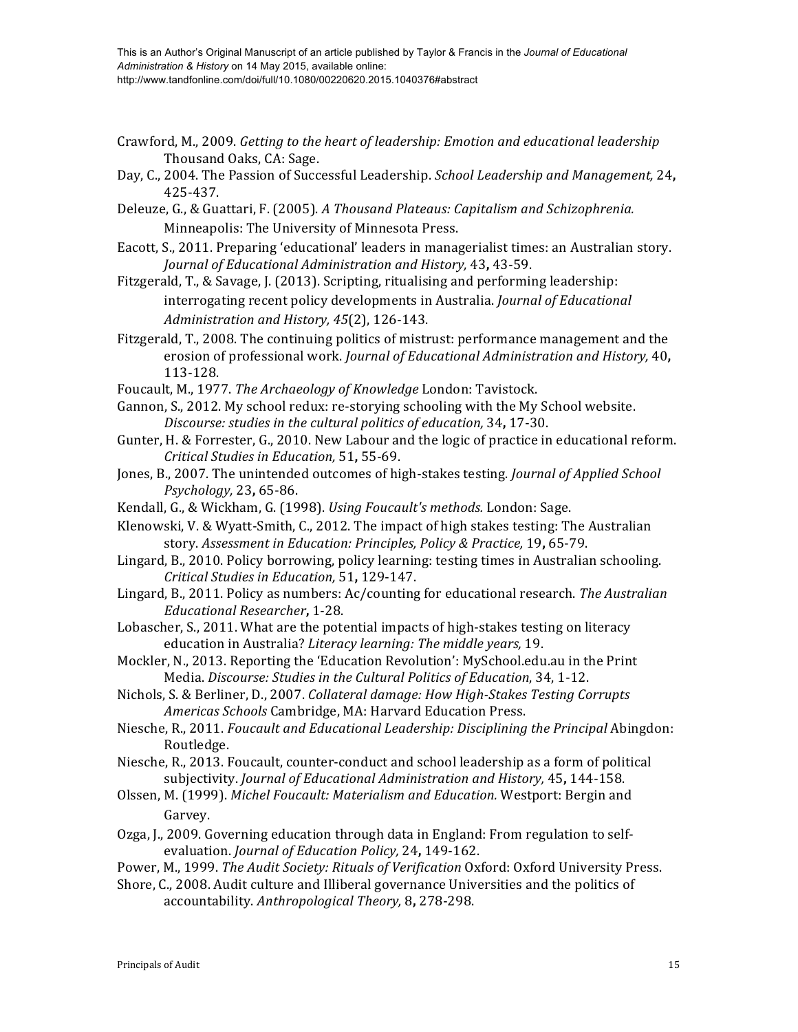Crawford, M., 2009. *Getting to the heart of leadership: Emotion and educational leadership* Thousand Oaks, CA: Sage.

Day, C., 2004. The Passion of Successful Leadership. *School Leadership and Management,* 24**,** 425-437.

Deleuze, G., & Guattari, F. (2005). *A Thousand Plateaus: Capitalism and Schizophrenia.* Minneapolis: The University of Minnesota Press.

Eacott, S., 2011. Preparing 'educational' leaders in managerialist times: an Australian story. *Journal of Educational Administration and History,* 43**,** 43-59.

Fitzgerald, T., & Savage, J. (2013). Scripting, ritualising and performing leadership: interrogating recent policy developments in Australia. *Journal of Educational Administration and History, 45*(2), 126-143.

Fitzgerald, T., 2008. The continuing politics of mistrust: performance management and the erosion of professional work. *Journal of Educational Administration and History,* 40**,** 113-128.

Foucault, M., 1977. *The Archaeology of Knowledge* London: Tavistock.

Gannon, S., 2012. My school redux: re-storying schooling with the My School website. *Discourse: studies in the cultural politics of education,* 34**,** 17-30.

Gunter, H. & Forrester, G., 2010. New Labour and the logic of practice in educational reform. *Critical Studies in Education,* 51**,** 55-69.

Jones, B., 2007. The unintended outcomes of high-stakes testing. *Journal of Applied School Psychology,* 23**,** 65-86.

Kendall, G., & Wickham, G. (1998). *Using Foucault's methods.* London: Sage.

Klenowski, V. & Wyatt-Smith, C., 2012. The impact of high stakes testing: The Australian story. *Assessment in Education: Principles, Policy & Practice,* 19**,** 65-79.

Lingard, B., 2010. Policy borrowing, policy learning: testing times in Australian schooling. *Critical Studies in Education,* 51**,** 129-147.

Lingard, B., 2011. Policy as numbers: Ac/counting for educational research. *The Australian Educational Researcher***,** 1-28.

Lobascher, S., 2011. What are the potential impacts of high-stakes testing on literacy education in Australia? *Literacy learning: The middle years,* 19.

Mockler, N., 2013. Reporting the 'Education Revolution': MySchool.edu.au in the Print Media. *Discourse: Studies in the Cultural Politics of Education*, 34, 1-12.

Nichols, S. & Berliner, D., 2007. *Collateral damage: How High-Stakes Testing Corrupts Americas Schools* Cambridge, MA: Harvard Education Press.

Niesche, R., 2011. *Foucault and Educational Leadership: Disciplining the Principal* Abingdon: Routledge.

Niesche, R., 2013. Foucault, counter-conduct and school leadership as a form of political subjectivity. *Journal of Educational Administration and History,* 45**,** 144-158.

Olssen, M. (1999). *Michel Foucault: Materialism and Education.* Westport: Bergin and Garvey.

Ozga, J., 2009. Governing education through data in England: From regulation to self-evaluation. *Journal of Education Policy,* 24**,** 149-162.

Power, M., 1999. *The Audit Society: Rituals of Verification* Oxford: Oxford University Press.

Shore, C., 2008. Audit culture and Illiberal governance Universities and the politics of accountability. *Anthropological Theory,* 8**,** 278-298.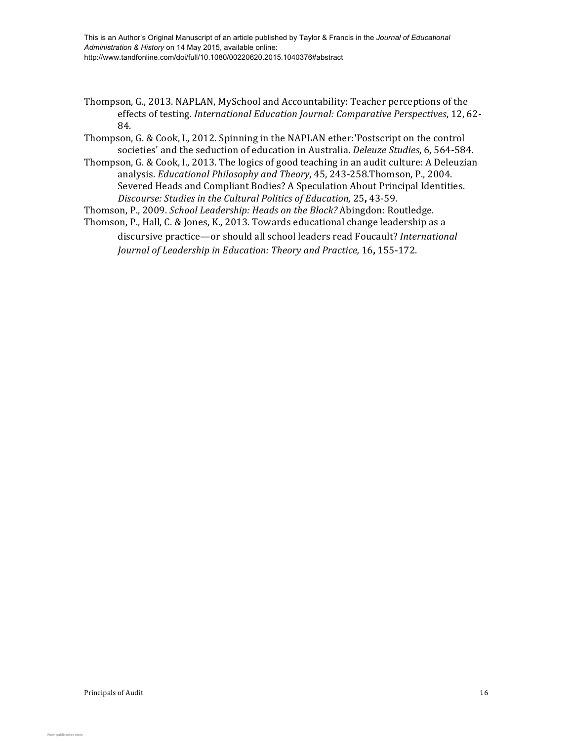Thompson, G., 2013. NAPLAN, MySchool and Accountability: Teacher perceptions of the effects of testing. *International Education Journal: Comparative Perspectives*, 12, 62-84.

Thompson, G. & Cook, I., 2012. Spinning in the NAPLAN ether:'Postscript on the control societies' and the seduction of education in Australia. *Deleuze Studies*, 6, 564-584.

Thompson, G. & Cook, I., 2013. The logics of good teaching in an audit culture: A Deleuzian analysis. *Educational Philosophy and Theory*, 45, 243-258.Thomson, P., 2004. Severed Heads and Compliant Bodies? A Speculation About Principal Identities. *Discourse: Studies in the Cultural Politics of Education,* 25**,** 43-59.

Thomson, P., 2009. *School Leadership: Heads on the Block?* Abingdon: Routledge.

Thomson, P., Hall, C. & Jones, K., 2013. Towards educational change leadership as a discursive practice—or should all school leaders read Foucault? *International Journal of Leadership in Education: Theory and Practice,* 16**,** 155-172.